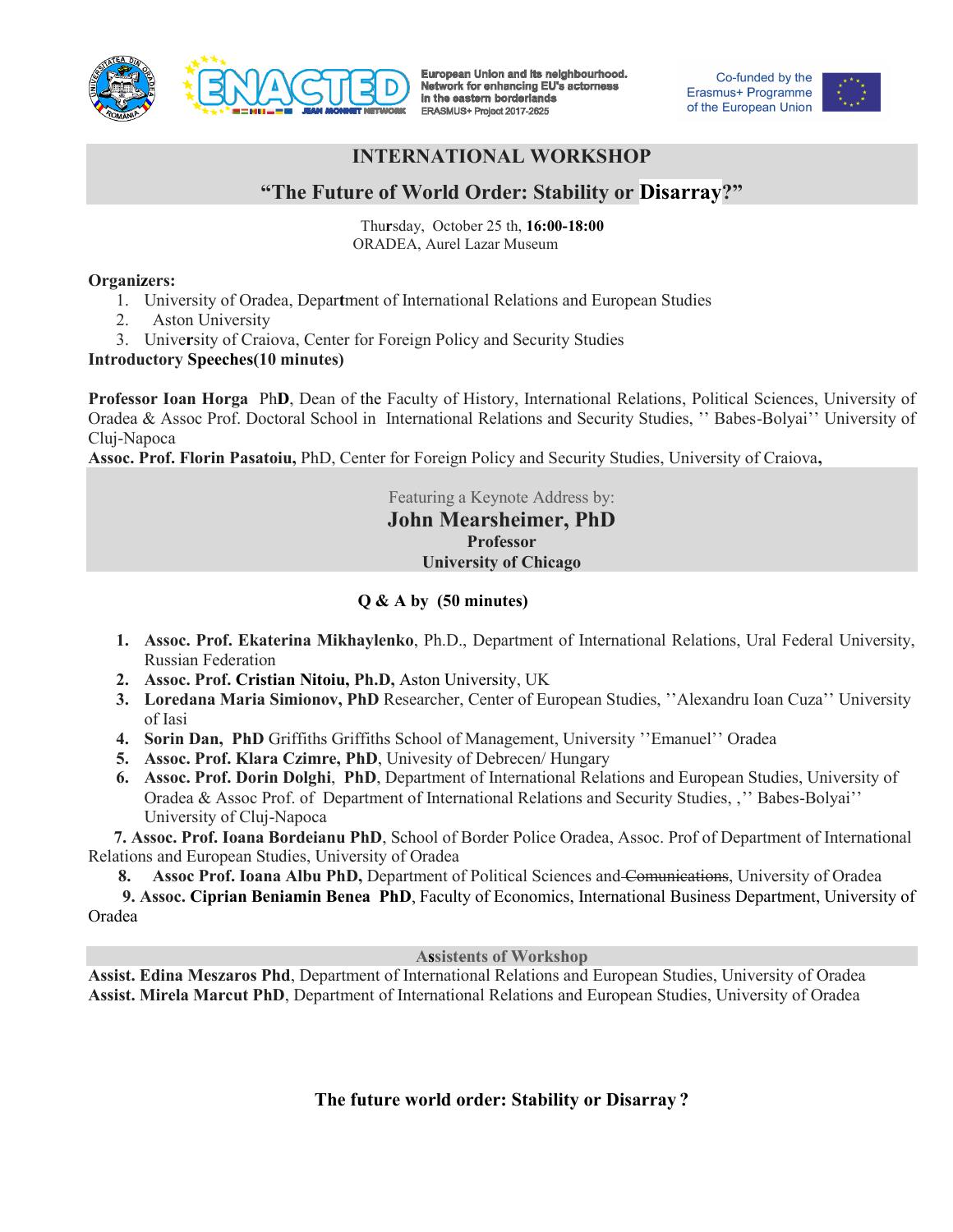European Union and its neighbourhood. Network for enhancing EU's actorness in the eastern borderlands
ERASMUS+ Project 2017-2625

Co-funded by the Erasmus+ Programme of the European Union

# INTERNATIONAL WORKSHOP

## "The Future of World Order: Stability or Disarray?"

Thursday, October 25 th, **16:00-18:00**
ORADEA, Aurel Lazar Museum

**Organizers:**

1. University of Oradea, Department of International Relations and European Studies
2. Aston University
3. University of Craiova, Center for Foreign Policy and Security Studies

**Introductory Speeches(10 minutes)**

**Professor Ioan Horga** PhD, Dean of the Faculty of History, International Relations, Political Sciences, University of Oradea & Assoc Prof. Doctoral School in International Relations and Security Studies, '' Babes-Bolyai'' University of Cluj-Napoca
**Assoc. Prof. Florin Pasatoiu,** PhD, Center for Foreign Policy and Security Studies, University of Craiova**,**

Featuring a Keynote Address by:
**John Mearsheimer, PhD**
**Professor**
**University of Chicago**

**Q & A by (50 minutes)**

1. **Assoc. Prof. Ekaterina Mikhaylenko**, Ph.D., Department of International Relations, Ural Federal University, Russian Federation
2. **Assoc. Prof. Cristian Nitoiu, Ph.D,** Aston University, UK
3. **Loredana Maria Simionov, PhD** Researcher, Center of European Studies, ''Alexandru Ioan Cuza'' University of Iasi
4. **Sorin Dan, PhD** Griffiths Griffiths School of Management, University ''Emanuel'' Oradea
5. **Assoc. Prof. Klara Czimre, PhD**, Univesity of Debrecen/ Hungary
6. **Assoc. Prof. Dorin Dolghi**, **PhD**, Department of International Relations and European Studies, University of Oradea & Assoc Prof. of Department of International Relations and Security Studies, ,'' Babes-Bolyai'' University of Cluj-Napoca
7. **Assoc. Prof. Ioana Bordeianu PhD**, School of Border Police Oradea, Assoc. Prof of Department of International Relations and European Studies, University of Oradea
8. **Assoc Prof. Ioana Albu PhD,** Department of Political Sciences and ~~Comunications~~, University of Oradea
9. **Assoc. Ciprian Beniamin Benea PhD**, Faculty of Economics, International Business Department, University of Oradea

**Assistents of Workshop**

**Assist. Edina Meszaros Phd**, Department of International Relations and European Studies, University of Oradea
**Assist. Mirela Marcut PhD**, Department of International Relations and European Studies, University of Oradea

**The future world order: Stability or Disarray ?**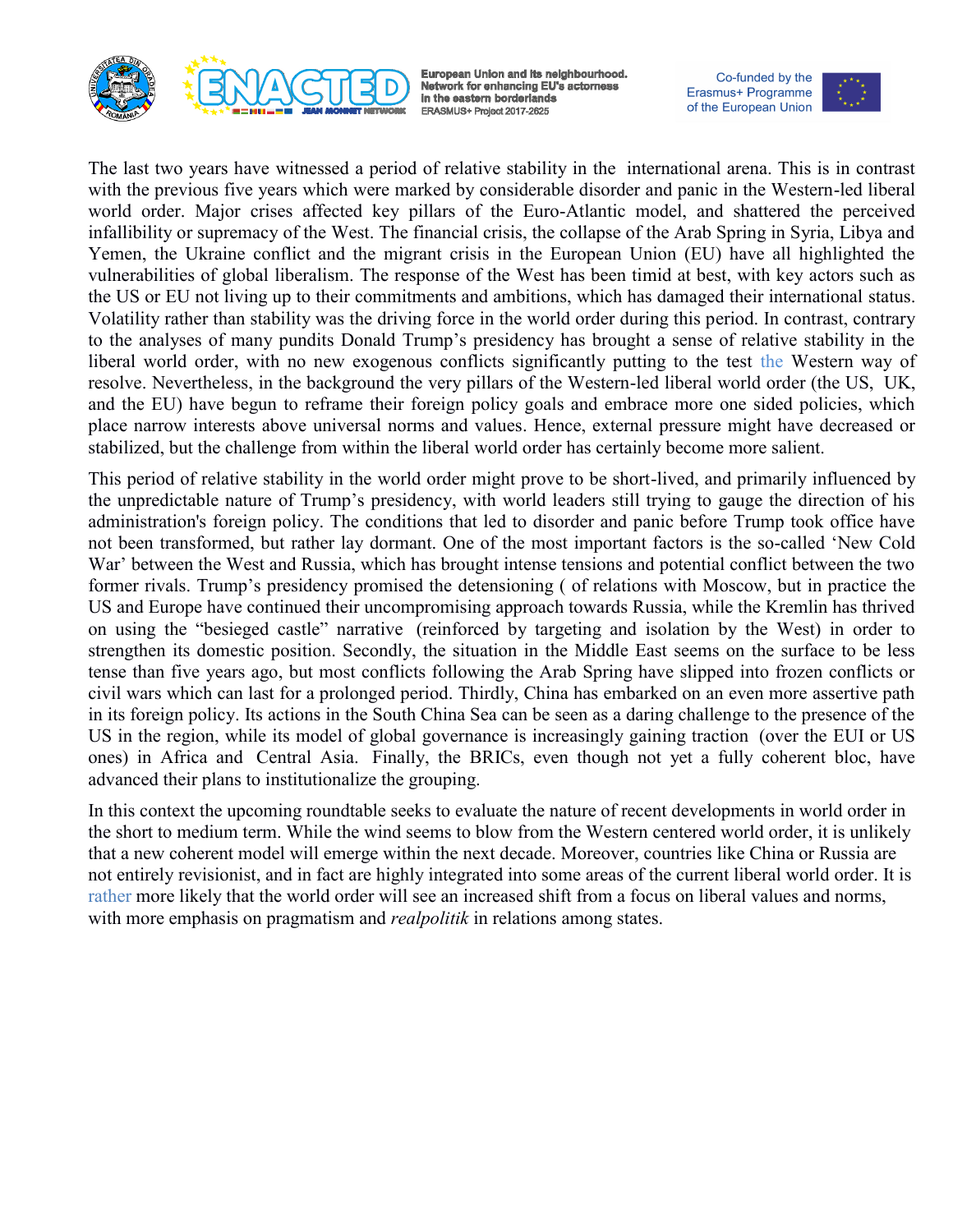The last two years have witnessed a period of relative stability in the international arena. This is in contrast with the previous five years which were marked by considerable disorder and panic in the Western-led liberal world order. Major crises affected key pillars of the Euro-Atlantic model, and shattered the perceived infallibility or supremacy of the West. The financial crisis, the collapse of the Arab Spring in Syria, Libya and Yemen, the Ukraine conflict and the migrant crisis in the European Union (EU) have all highlighted the vulnerabilities of global liberalism. The response of the West has been timid at best, with key actors such as the US or EU not living up to their commitments and ambitions, which has damaged their international status. Volatility rather than stability was the driving force in the world order during this period. In contrast, contrary to the analyses of many pundits Donald Trump's presidency has brought a sense of relative stability in the liberal world order, with no new exogenous conflicts significantly putting to the test the Western way of resolve. Nevertheless, in the background the very pillars of the Western-led liberal world order (the US, UK, and the EU) have begun to reframe their foreign policy goals and embrace more one sided policies, which place narrow interests above universal norms and values. Hence, external pressure might have decreased or stabilized, but the challenge from within the liberal world order has certainly become more salient.

This period of relative stability in the world order might prove to be short-lived, and primarily influenced by the unpredictable nature of Trump's presidency, with world leaders still trying to gauge the direction of his administration's foreign policy. The conditions that led to disorder and panic before Trump took office have not been transformed, but rather lay dormant. One of the most important factors is the so-called 'New Cold War' between the West and Russia, which has brought intense tensions and potential conflict between the two former rivals. Trump's presidency promised the detensioning ( of relations with Moscow, but in practice the US and Europe have continued their uncompromising approach towards Russia, while the Kremlin has thrived on using the "besieged castle" narrative (reinforced by targeting and isolation by the West) in order to strengthen its domestic position. Secondly, the situation in the Middle East seems on the surface to be less tense than five years ago, but most conflicts following the Arab Spring have slipped into frozen conflicts or civil wars which can last for a prolonged period. Thirdly, China has embarked on an even more assertive path in its foreign policy. Its actions in the South China Sea can be seen as a daring challenge to the presence of the US in the region, while its model of global governance is increasingly gaining traction (over the EUI or US ones) in Africa and Central Asia. Finally, the BRICs, even though not yet a fully coherent bloc, have advanced their plans to institutionalize the grouping.

In this context the upcoming roundtable seeks to evaluate the nature of recent developments in world order in the short to medium term. While the wind seems to blow from the Western centered world order, it is unlikely that a new coherent model will emerge within the next decade. Moreover, countries like China or Russia are not entirely revisionist, and in fact are highly integrated into some areas of the current liberal world order. It is rather more likely that the world order will see an increased shift from a focus on liberal values and norms, with more emphasis on pragmatism and *realpolitik* in relations among states.